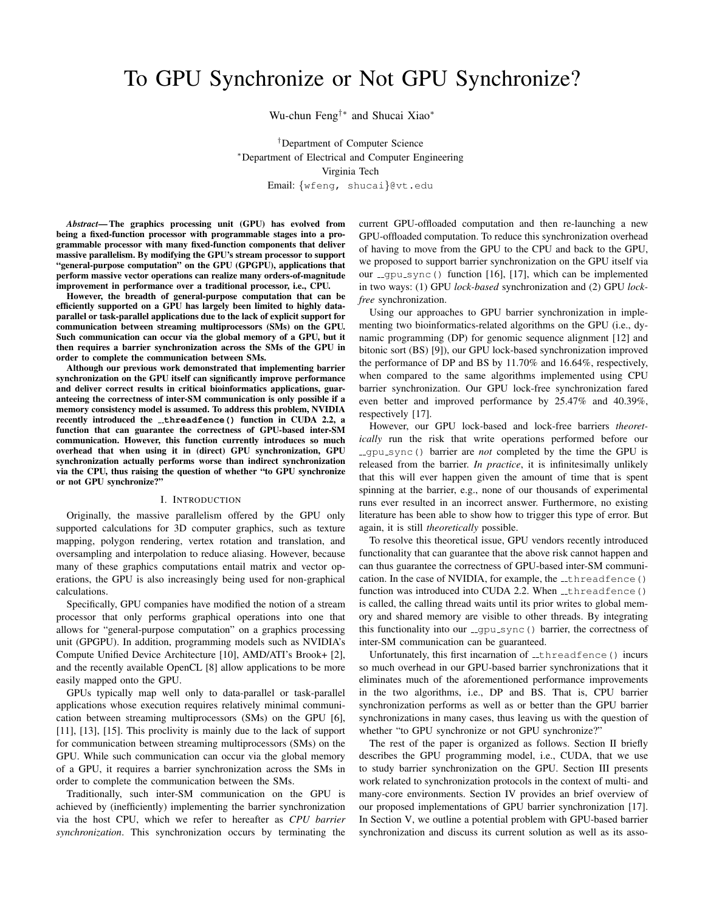# To GPU Synchronize or Not GPU Synchronize?

Wu-chun Feng[†*] and Shucai Xiao[*]

[†]Department of Computer Science
[*]Department of Electrical and Computer Engineering
Virginia Tech
Email: {wfeng, shucai}@vt.edu

***Abstract*— The graphics processing unit (GPU) has evolved from being a fixed-function processor with programmable stages into a programmable processor with many fixed-function components that deliver massive parallelism. By modifying the GPU's stream processor to support "general-purpose computation" on the GPU (GPGPU), applications that perform massive vector operations can realize many orders-of-magnitude improvement in performance over a traditional processor, i.e., CPU.**

**However, the breadth of general-purpose computation that can be efficiently supported on a GPU has largely been limited to highly data-parallel or task-parallel applications due to the lack of explicit support for communication between streaming multiprocessors (SMs) on the GPU. Such communication can occur via the global memory of a GPU, but it then requires a barrier synchronization across the SMs of the GPU in order to complete the communication between SMs.**

**Although our previous work demonstrated that implementing barrier synchronization on the GPU itself can significantly improve performance and deliver correct results in critical bioinformatics applications, guaranteeing the correctness of inter-SM communication is only possible if a memory consistency model is assumed. To address this problem, NVIDIA recently introduced the `__threadfence()` function in CUDA 2.2, a function that can guarantee the correctness of GPU-based inter-SM communication. However, this function currently introduces so much overhead that when using it in (direct) GPU synchronization, GPU synchronization actually performs worse than indirect synchronization via the CPU, thus raising the question of whether "to GPU synchronize or not GPU synchronize?"**

## I. Introduction

Originally, the massive parallelism offered by the GPU only supported calculations for 3D computer graphics, such as texture mapping, polygon rendering, vertex rotation and translation, and oversampling and interpolation to reduce aliasing. However, because many of these graphics computations entail matrix and vector operations, the GPU is also increasingly being used for non-graphical calculations.

Specifically, GPU companies have modified the notion of a stream processor that only performs graphical operations into one that allows for "general-purpose computation" on a graphics processing unit (GPGPU). In addition, programming models such as NVIDIA's Compute Unified Device Architecture [10], AMD/ATI's Brook+ [2], and the recently available OpenCL [8] allow applications to be more easily mapped onto the GPU.

GPUs typically map well only to data-parallel or task-parallel applications whose execution requires relatively minimal communication between streaming multiprocessors (SMs) on the GPU [6], [11], [13], [15]. This proclivity is mainly due to the lack of support for communication between streaming multiprocessors (SMs) on the GPU. While such communication can occur via the global memory of a GPU, it requires a barrier synchronization across the SMs in order to complete the communication between SMs.

Traditionally, such inter-SM communication on the GPU is achieved by (inefficiently) implementing the barrier synchronization via the host CPU, which we refer to as hereafter as *CPU barrier synchronization*. This synchronization occurs by terminating the current GPU-offloaded computation and then re-launching a new GPU-offloaded computation. To reduce this synchronization overhead of having to move from the GPU to the CPU and back to the GPU, we proposed to support barrier synchronization on the GPU itself via our `__gpu_sync()` function [16], [17], which can be implemented in two ways: (1) GPU *lock-based* synchronization and (2) GPU *lock-free* synchronization.

Using our approaches to GPU barrier synchronization in implementing two bioinformatics-related algorithms on the GPU (i.e., dynamic programming (DP) for genomic sequence alignment [12] and bitonic sort (BS) [9]), our GPU lock-based synchronization improved the performance of DP and BS by 11.70% and 16.64%, respectively, when compared to the same algorithms implemented using CPU barrier synchronization. Our GPU lock-free synchronization fared even better and improved performance by 25.47% and 40.39%, respectively [17].

However, our GPU lock-based and lock-free barriers *theoretically* run the risk that write operations performed before our `__gpu_sync()` barrier are *not* completed by the time the GPU is released from the barrier. *In practice*, it is infinitesimally unlikely that this will ever happen given the amount of time that is spent spinning at the barrier, e.g., none of our thousands of experimental runs ever resulted in an incorrect answer. Furthermore, no existing literature has been able to show how to trigger this type of error. But again, it is still *theoretically* possible.

To resolve this theoretical issue, GPU vendors recently introduced functionality that can guarantee that the above risk cannot happen and can thus guarantee the correctness of GPU-based inter-SM communication. In the case of NVIDIA, for example, the `__threadfence()` function was introduced into CUDA 2.2. When `__threadfence()` is called, the calling thread waits until its prior writes to global memory and shared memory are visible to other threads. By integrating this functionality into our `__gpu_sync()` barrier, the correctness of inter-SM communication can be guaranteed.

Unfortunately, this first incarnation of `__threadfence()` incurs so much overhead in our GPU-based barrier synchronizations that it eliminates much of the aforementioned performance improvements in the two algorithms, i.e., DP and BS. That is, CPU barrier synchronization performs as well as or better than the GPU barrier synchronizations in many cases, thus leaving us with the question of whether "to GPU synchronize or not GPU synchronize?"

The rest of the paper is organized as follows. Section II briefly describes the GPU programming model, i.e., CUDA, that we use to study barrier synchronization on the GPU. Section III presents work related to synchronization protocols in the context of multi- and many-core environments. Section IV provides an brief overview of our proposed implementations of GPU barrier synchronization [17]. In Section V, we outline a potential problem with GPU-based barrier synchronization and discuss its current solution as well as its asso-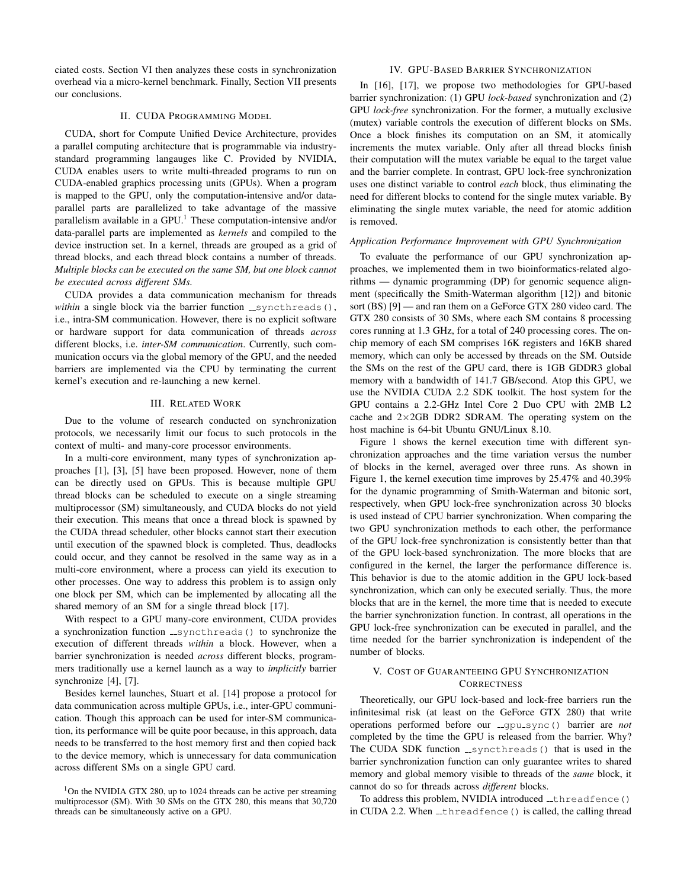ciated costs. Section VI then analyzes these costs in synchronization overhead via a micro-kernel benchmark. Finally, Section VII presents our conclusions.

## II. CUDA Programming Model

CUDA, short for Compute Unified Device Architecture, provides a parallel computing architecture that is programmable via industry-standard programming langauges like C. Provided by NVIDIA, CUDA enables users to write multi-threaded programs to run on CUDA-enabled graphics processing units (GPUs). When a program is mapped to the GPU, only the computation-intensive and/or data-parallel parts are parallelized to take advantage of the massive parallelism available in a GPU.[1] These computation-intensive and/or data-parallel parts are implemented as *kernels* and compiled to the device instruction set. In a kernel, threads are grouped as a grid of thread blocks, and each thread block contains a number of threads. *Multiple blocks can be executed on the same SM, but one block cannot be executed across different SMs.*

CUDA provides a data communication mechanism for threads *within* a single block via the barrier function `__syncthreads()`, i.e., intra-SM communication. However, there is no explicit software or hardware support for data communication of threads *across* different blocks, i.e. *inter-SM communication*. Currently, such communication occurs via the global memory of the GPU, and the needed barriers are implemented via the CPU by terminating the current kernel's execution and re-launching a new kernel.

## III. Related Work

Due to the volume of research conducted on synchronization protocols, we necessarily limit our focus to such protocols in the context of multi- and many-core processor environments.

In a multi-core environment, many types of synchronization approaches [1], [3], [5] have been proposed. However, none of them can be directly used on GPUs. This is because multiple GPU thread blocks can be scheduled to execute on a single streaming multiprocessor (SM) simultaneously, and CUDA blocks do not yield their execution. This means that once a thread block is spawned by the CUDA thread scheduler, other blocks cannot start their execution until execution of the spawned block is completed. Thus, deadlocks could occur, and they cannot be resolved in the same way as in a multi-core environment, where a process can yield its execution to other processes. One way to address this problem is to assign only one block per SM, which can be implemented by allocating all the shared memory of an SM for a single thread block [17].

With respect to a GPU many-core environment, CUDA provides a synchronization function `__syncthreads()` to synchronize the execution of different threads *within* a block. However, when a barrier synchronization is needed *across* different blocks, programmers traditionally use a kernel launch as a way to *implicitly* barrier synchronize [4], [7].

Besides kernel launches, Stuart et al. [14] propose a protocol for data communication across multiple GPUs, i.e., inter-GPU communication. Though this approach can be used for inter-SM communication, its performance will be quite poor because, in this approach, data needs to be transferred to the host memory first and then copied back to the device memory, which is unnecessary for data communication across different SMs on a single GPU card.

[1]On the NVIDIA GTX 280, up to 1024 threads can be active per streaming multiprocessor (SM). With 30 SMs on the GTX 280, this means that 30,720 threads can be simultaneously active on a GPU.

## IV. GPU-Based Barrier Synchronization

In [16], [17], we propose two methodologies for GPU-based barrier synchronization: (1) GPU *lock-based* synchronization and (2) GPU *lock-free* synchronization. For the former, a mutually exclusive (mutex) variable controls the execution of different blocks on SMs. Once a block finishes its computation on an SM, it atomically increments the mutex variable. Only after all thread blocks finish their computation will the mutex variable be equal to the target value and the barrier complete. In contrast, GPU lock-free synchronization uses one distinct variable to control *each* block, thus eliminating the need for different blocks to contend for the single mutex variable. By eliminating the single mutex variable, the need for atomic addition is removed.

### *Application Performance Improvement with GPU Synchronization*

To evaluate the performance of our GPU synchronization approaches, we implemented them in two bioinformatics-related algorithms — dynamic programming (DP) for genomic sequence alignment (specifically the Smith-Waterman algorithm [12]) and bitonic sort (BS) [9] — and ran them on a GeForce GTX 280 video card. The GTX 280 consists of 30 SMs, where each SM contains 8 processing cores running at 1.3 GHz, for a total of 240 processing cores. The on-chip memory of each SM comprises 16K registers and 16KB shared memory, which can only be accessed by threads on the SM. Outside the SMs on the rest of the GPU card, there is 1GB GDDR3 global memory with a bandwidth of 141.7 GB/second. Atop this GPU, we use the NVIDIA CUDA 2.2 SDK toolkit. The host system for the GPU contains a 2.2-GHz Intel Core 2 Duo CPU with 2MB L2 cache and 2×2GB DDR2 SDRAM. The operating system on the host machine is 64-bit Ubuntu GNU/Linux 8.10.

Figure 1 shows the kernel execution time with different synchronization approaches and the time variation versus the number of blocks in the kernel, averaged over three runs. As shown in Figure 1, the kernel execution time improves by 25.47% and 40.39% for the dynamic programming of Smith-Waterman and bitonic sort, respectively, when GPU lock-free synchronization across 30 blocks is used instead of CPU barrier synchronization. When comparing the two GPU synchronization methods to each other, the performance of the GPU lock-free synchronization is consistently better than that of the GPU lock-based synchronization. The more blocks that are configured in the kernel, the larger the performance difference is. This behavior is due to the atomic addition in the GPU lock-based synchronization, which can only be executed serially. Thus, the more blocks that are in the kernel, the more time that is needed to execute the barrier synchronization function. In contrast, all operations in the GPU lock-free synchronization can be executed in parallel, and the time needed for the barrier synchronization is independent of the number of blocks.

## V. Cost of Guaranteeing GPU Synchronization Correctness

Theoretically, our GPU lock-based and lock-free barriers run the infinitesimal risk (at least on the GeForce GTX 280) that write operations performed before our `__gpu_sync()` barrier are *not* completed by the time the GPU is released from the barrier. Why? The CUDA SDK function `__syncthreads()` that is used in the barrier synchronization function can only guarantee writes to shared memory and global memory visible to threads of the *same* block, it cannot do so for threads across *different* blocks.

To address this problem, NVIDIA introduced `__threadfence()` in CUDA 2.2. When `__threadfence()` is called, the calling thread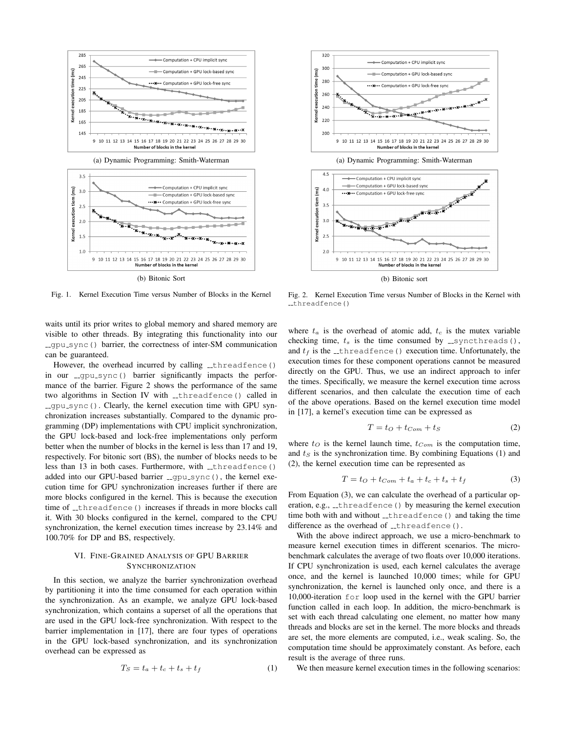(a) Dynamic Programming: Smith-Waterman

(b) Bitonic Sort

Fig. 1. Kernel Execution Time versus Number of Blocks in the Kernel

(a) Dynamic Programming: Smith-Waterman

(b) Bitonic sort

Fig. 2. Kernel Execution Time versus Number of Blocks in the Kernel with `__threadfence()`

waits until its prior writes to global memory and shared memory are visible to other threads. By integrating this functionality into our `__gpu_sync()` barrier, the correctness of inter-SM communication can be guaranteed.

However, the overhead incurred by calling `__threadfence()` in our `__gpu_sync()` barrier significantly impacts the performance of the barrier. Figure 2 shows the performance of the same two algorithms in Section IV with `__threadfence()` called in `__gpu_sync()`. Clearly, the kernel execution time with GPU synchronization increases substantially. Compared to the dynamic programming (DP) implementations with CPU implicit synchronization, the GPU lock-based and lock-free implementations only perform better when the number of blocks in the kernel is less than 17 and 19, respectively. For bitonic sort (BS), the number of blocks needs to be less than 13 in both cases. Furthermore, with `__threadfence()` added into our GPU-based barrier `__gpu_sync()`, the kernel execution time for GPU synchronization increases further if there are more blocks configured in the kernel. This is because the execution time of `__threadfence()` increases if threads in more blocks call it. With 30 blocks configured in the kernel, compared to the CPU synchronization, the kernel execution times increase by 23.14% and 100.70% for DP and BS, respectively.

## VI. Fine-Grained Analysis of GPU Barrier Synchronization

In this section, we analyze the barrier synchronization overhead by partitioning it into the time consumed for each operation within the synchronization. As an example, we analyze GPU lock-based synchronization, which contains a superset of all the operations that are used in the GPU lock-free synchronization. With respect to the barrier implementation in [17], there are four types of operations in the GPU lock-based synchronization, and its synchronization overhead can be expressed as

$$T_S = t_a + t_c + t_s + t_f \tag{1}$$

where $t_a$ is the overhead of atomic add, $t_c$ is the mutex variable checking time, $t_s$ is the time consumed by `__syncthreads()`, and $t_f$ is the `__threadfence()` execution time. Unfortunately, the execution times for these component operations cannot be measured directly on the GPU. Thus, we use an indirect approach to infer the times. Specifically, we measure the kernel execution time across different scenarios, and then calculate the execution time of each of the above operations. Based on the kernel execution time model in [17], a kernel's execution time can be expressed as

$$T = t_O + t_{Com} + t_S \tag{2}$$

where $t_O$ is the kernel launch time, $t_{Com}$ is the computation time, and $t_S$ is the synchronization time. By combining Equations (1) and (2), the kernel execution time can be represented as

$$T = t_O + t_{Com} + t_a + t_c + t_s + t_f \tag{3}$$

From Equation (3), we can calculate the overhead of a particular operation, e.g., `__threadfence()` by measuring the kernel execution time both with and without `__threadfence()` and taking the time difference as the overhead of `__threadfence()`.

With the above indirect approach, we use a micro-benchmark to measure kernel execution times in different scenarios. The micro-benchmark calculates the average of two floats over 10,000 iterations. If CPU synchronization is used, each kernel calculates the average once, and the kernel is launched 10,000 times; while for GPU synchronization, the kernel is launched only once, and there is a 10,000-iteration `for` loop used in the kernel with the GPU barrier function called in each loop. In addition, the micro-benchmark is set with each thread calculating one element, no matter how many threads and blocks are set in the kernel. The more blocks and threads are set, the more elements are computed, i.e., weak scaling. So, the computation time should be approximately constant. As before, each result is the average of three runs.

We then measure kernel execution times in the following scenarios: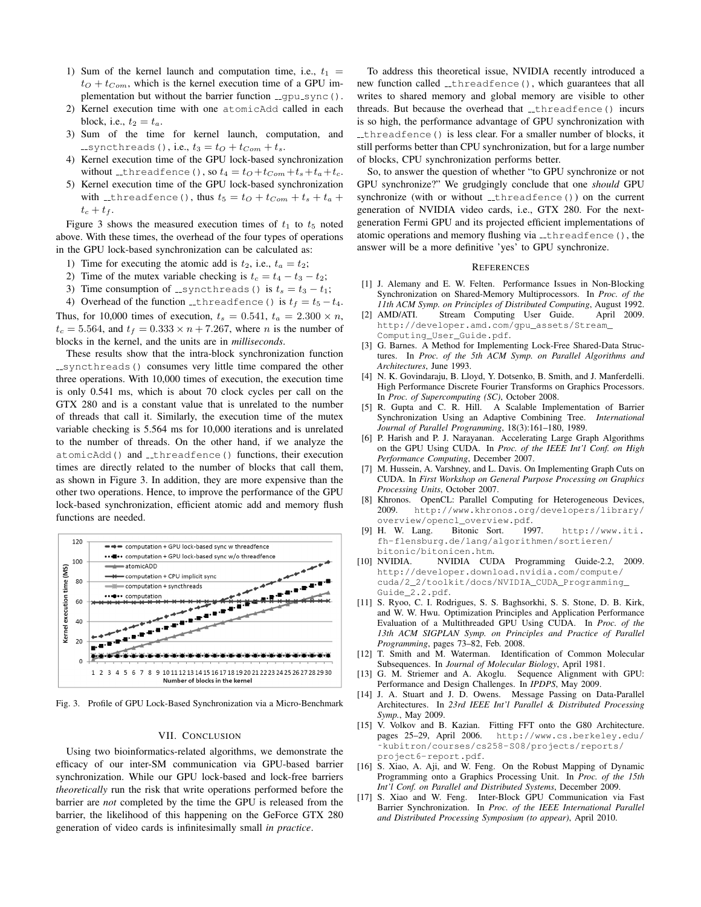1) Sum of the kernel launch and computation time, i.e., $t_1 = t_O + t_{Com}$, which is the kernel execution time of a GPU implementation but without the barrier function `__gpu_sync()`.
2) Kernel execution time with one `atomicAdd` called in each block, i.e., $t_2 = t_a$.
3) Sum of the time for kernel launch, computation, and `__syncthreads()`, i.e., $t_3 = t_O + t_{Com} + t_s$.
4) Kernel execution time of the GPU lock-based synchronization without `__threadfence()`, so $t_4 = t_O + t_{Com} + t_s + t_a + t_c$.
5) Kernel execution time of the GPU lock-based synchronization with `__threadfence()`, thus $t_5 = t_O + t_{Com} + t_s + t_a + t_c + t_f$.

Figure 3 shows the measured execution times of $t_1$ to $t_5$ noted above. With these times, the overhead of the four types of operations in the GPU lock-based synchronization can be calculated as:

1) Time for executing the atomic add is $t_2$, i.e., $t_a = t_2$;
2) Time of the mutex variable checking is $t_c = t_4 - t_3 - t_2$;
3) Time consumption of `__syncthreads()` is $t_s = t_3 - t_1$;
4) Overhead of the function `__threadfence()` is $t_f = t_5 - t_4$.

Thus, for 10,000 times of execution, $t_s = 0.541$, $t_a = 2.300 \times n$, $t_c = 5.564$, and $t_f = 0.333 \times n + 7.267$, where $n$ is the number of blocks in the kernel, and the units are in *milliseconds*.

These results show that the intra-block synchronization function `__syncthreads()` consumes very little time compared the other three operations. With 10,000 times of execution, the execution time is only 0.541 ms, which is about 70 clock cycles per call on the GTX 280 and is a constant value that is unrelated to the number of threads that call it. Similarly, the execution time of the mutex variable checking is 5.564 ms for 10,000 iterations and is unrelated to the number of threads. On the other hand, if we analyze the `atomicAdd()` and `__threadfence()` functions, their execution times are directly related to the number of blocks that call them, as shown in Figure 3. In addition, they are more expensive than the other two operations. Hence, to improve the performance of the GPU lock-based synchronization, efficient atomic add and memory flush functions are needed.

computation + GPU lock-based sync w threadfence
computation + GPU lock-based sync w/o threadfence
atomicADD
computation + CPU implicit sync
computation + syncthreads
computation

Kernel execution time (MS)
0
20
40
60
80
100
120

1 2 3 4 5 6 7 8 9 10 11 12 13 14 15 16 17 18 19 20 21 22 23 24 25 26 27 28 29 30
Number of blocks in the kernel

Fig. 3. Profile of GPU Lock-Based Synchronization via a Micro-Benchmark

## VII. Conclusion

Using two bioinformatics-related algorithms, we demonstrate the efficacy of our inter-SM communication via GPU-based barrier synchronization. While our GPU lock-based and lock-free barriers *theoretically* run the risk that write operations performed before the barrier are *not* completed by the time the GPU is released from the barrier, the likelihood of this happening on the GeForce GTX 280 generation of video cards is infinitesimally small *in practice*.

To address this theoretical issue, NVIDIA recently introduced a new function called `__threadfence()`, which guarantees that all writes to shared memory and global memory are visible to other threads. But because the overhead that `__threadfence()` incurs is so high, the performance advantage of GPU synchronization with `__threadfence()` is less clear. For a smaller number of blocks, it still performs better than CPU synchronization, but for a large number of blocks, CPU synchronization performs better.

So, to answer the question of whether "to GPU synchronize or not GPU synchronize?" We grudgingly conclude that one *should* GPU synchronize (with or without `__threadfence()`) on the current generation of NVIDIA video cards, i.e., GTX 280. For the next-generation Fermi GPU and its projected efficient implementations of atomic operations and memory flushing via `__threadfence()`, the answer will be a more definitive 'yes' to GPU synchronize.

## References

[1] J. Alemany and E. W. Felten. Performance Issues in Non-Blocking Synchronization on Shared-Memory Multiprocessors. In *Proc. of the 11th ACM Symp. on Principles of Distributed Computing*, August 1992.

[2] AMD/ATI. Stream Computing User Guide. April 2009. http://developer.amd.com/gpu_assets/Stream_Computing_User_Guide.pdf.

[3] G. Barnes. A Method for Implementing Lock-Free Shared-Data Structures. In *Proc. of the 5th ACM Symp. on Parallel Algorithms and Architectures*, June 1993.

[4] N. K. Govindaraju, B. Lloyd, Y. Dotsenko, B. Smith, and J. Manferdelli. High Performance Discrete Fourier Transforms on Graphics Processors. In *Proc. of Supercomputing (SC)*, October 2008.

[5] R. Gupta and C. R. Hill. A Scalable Implementation of Barrier Synchronization Using an Adaptive Combining Tree. *International Journal of Parallel Programming*, 18(3):161–180, 1989.

[6] P. Harish and P. J. Narayanan. Accelerating Large Graph Algorithms on the GPU Using CUDA. In *Proc. of the IEEE Int'l Conf. on High Performance Computing*, December 2007.

[7] M. Hussein, A. Varshney, and L. Davis. On Implementing Graph Cuts on CUDA. In *First Workshop on General Purpose Processing on Graphics Processing Units*, October 2007.

[8] Khronos. OpenCL: Parallel Computing for Heterogeneous Devices, 2009. http://www.khronos.org/developers/library/overview/opencl_overview.pdf.

[9] H. W. Lang. Bitonic Sort. 1997. http://www.iti.fh-flensburg.de/lang/algorithmen/sortieren/bitonic/bitonicen.htm.

[10] NVIDIA. NVIDIA CUDA Programming Guide-2.2, 2009. http://developer.download.nvidia.com/compute/cuda/2_2/toolkit/docs/NVIDIA_CUDA_Programming_Guide_2.2.pdf.

[11] S. Ryoo, C. I. Rodrigues, S. S. Baghsorkhi, S. S. Stone, D. B. Kirk, and W. W. Hwu. Optimization Principles and Application Performance Evaluation of a Multithreaded GPU Using CUDA. In *Proc. of the 13th ACM SIGPLAN Symp. on Principles and Practice of Parallel Programming*, pages 73–82, Feb. 2008.

[12] T. Smith and M. Waterman. Identification of Common Molecular Subsequences. In *Journal of Molecular Biology*, April 1981.

[13] G. M. Striemer and A. Akoglu. Sequence Alignment with GPU: Performance and Design Challenges. In *IPDPS*, May 2009.

[14] J. A. Stuart and J. D. Owens. Message Passing on Data-Parallel Architectures. In *23rd IEEE Int'l Parallel & Distributed Processing Symp.*, May 2009.

[15] V. Volkov and B. Kazian. Fitting FFT onto the G80 Architecture. pages 25–29, April 2006. http://www.cs.berkeley.edu/~kubitron/courses/cs258-S08/projects/reports/project6-report.pdf.

[16] S. Xiao, A. Aji, and W. Feng. On the Robust Mapping of Dynamic Programming onto a Graphics Processing Unit. In *Proc. of the 15th Int'l Conf. on Parallel and Distributed Systems*, December 2009.

[17] S. Xiao and W. Feng. Inter-Block GPU Communication via Fast Barrier Synchronization. In *Proc. of the IEEE International Parallel and Distributed Processing Symposium (to appear)*, April 2010.